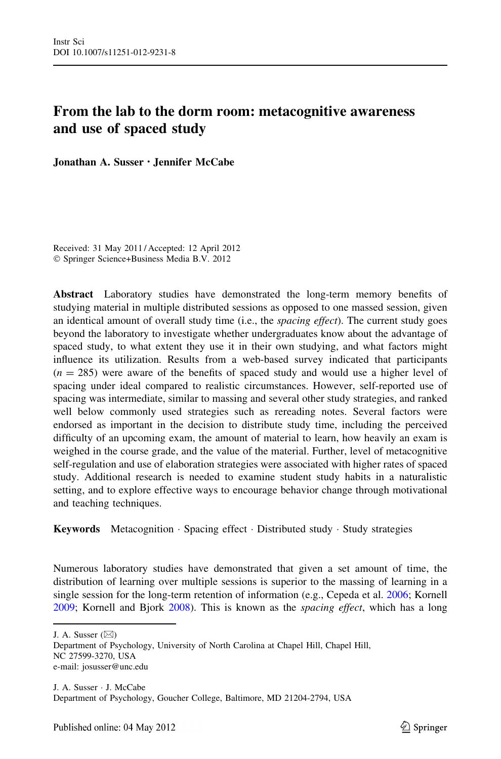# From the lab to the dorm room: metacognitive awareness and use of spaced study

**Jonathan A. Susser · Jennifer McCabe**

Received: 31 May 2011 / Accepted: 12 April 2012
© Springer Science+Business Media B.V. 2012

**Abstract** Laboratory studies have demonstrated the long-term memory benefits of studying material in multiple distributed sessions as opposed to one massed session, given an identical amount of overall study time (i.e., the *spacing effect*). The current study goes beyond the laboratory to investigate whether undergraduates know about the advantage of spaced study, to what extent they use it in their own studying, and what factors might influence its utilization. Results from a web-based survey indicated that participants ($n = 285$) were aware of the benefits of spaced study and would use a higher level of spacing under ideal compared to realistic circumstances. However, self-reported use of spacing was intermediate, similar to massing and several other study strategies, and ranked well below commonly used strategies such as rereading notes. Several factors were endorsed as important in the decision to distribute study time, including the perceived difficulty of an upcoming exam, the amount of material to learn, how heavily an exam is weighed in the course grade, and the value of the material. Further, level of metacognitive self-regulation and use of elaboration strategies were associated with higher rates of spaced study. Additional research is needed to examine student study habits in a naturalistic setting, and to explore effective ways to encourage behavior change through motivational and teaching techniques.

**Keywords** Metacognition · Spacing effect · Distributed study · Study strategies

Numerous laboratory studies have demonstrated that given a set amount of time, the distribution of learning over multiple sessions is superior to the massing of learning in a single session for the long-term retention of information (e.g., Cepeda et al. 2006; Kornell 2009; Kornell and Bjork 2008). This is known as the *spacing effect*, which has a long

---

J. A. Susser (✉)
Department of Psychology, University of North Carolina at Chapel Hill, Chapel Hill, NC 27599-3270, USA
e-mail: josusser@unc.edu

J. A. Susser · J. McCabe
Department of Psychology, Goucher College, Baltimore, MD 21204-2794, USA

Published online: 04 May 2012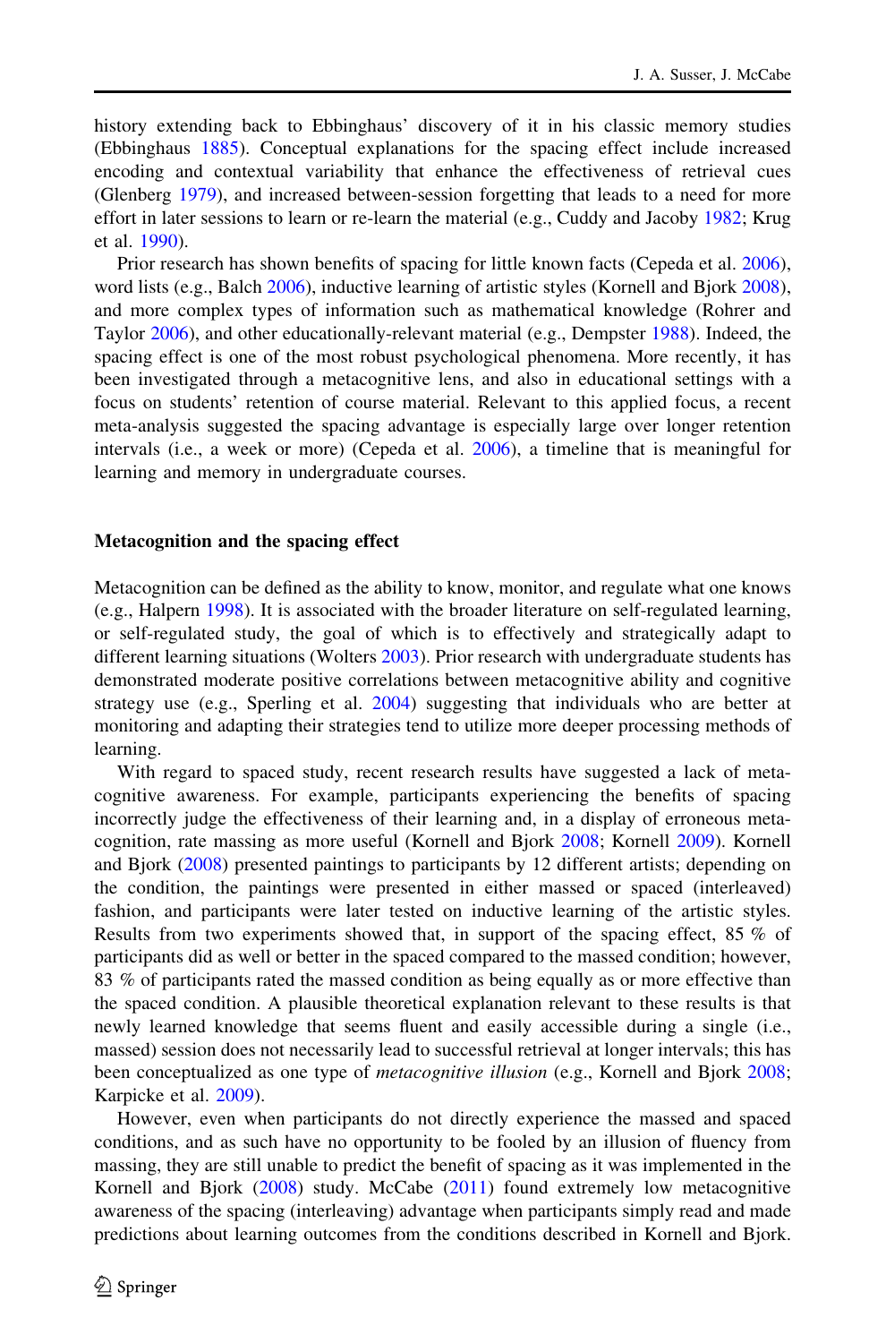history extending back to Ebbinghaus' discovery of it in his classic memory studies (Ebbinghaus 1885). Conceptual explanations for the spacing effect include increased encoding and contextual variability that enhance the effectiveness of retrieval cues (Glenberg 1979), and increased between-session forgetting that leads to a need for more effort in later sessions to learn or re-learn the material (e.g., Cuddy and Jacoby 1982; Krug et al. 1990).

Prior research has shown benefits of spacing for little known facts (Cepeda et al. 2006), word lists (e.g., Balch 2006), inductive learning of artistic styles (Kornell and Bjork 2008), and more complex types of information such as mathematical knowledge (Rohrer and Taylor 2006), and other educationally-relevant material (e.g., Dempster 1988). Indeed, the spacing effect is one of the most robust psychological phenomena. More recently, it has been investigated through a metacognitive lens, and also in educational settings with a focus on students' retention of course material. Relevant to this applied focus, a recent meta-analysis suggested the spacing advantage is especially large over longer retention intervals (i.e., a week or more) (Cepeda et al. 2006), a timeline that is meaningful for learning and memory in undergraduate courses.

### Metacognition and the spacing effect

Metacognition can be defined as the ability to know, monitor, and regulate what one knows (e.g., Halpern 1998). It is associated with the broader literature on self-regulated learning, or self-regulated study, the goal of which is to effectively and strategically adapt to different learning situations (Wolters 2003). Prior research with undergraduate students has demonstrated moderate positive correlations between metacognitive ability and cognitive strategy use (e.g., Sperling et al. 2004) suggesting that individuals who are better at monitoring and adapting their strategies tend to utilize more deeper processing methods of learning.

With regard to spaced study, recent research results have suggested a lack of metacognitive awareness. For example, participants experiencing the benefits of spacing incorrectly judge the effectiveness of their learning and, in a display of erroneous metacognition, rate massing as more useful (Kornell and Bjork 2008; Kornell 2009). Kornell and Bjork (2008) presented paintings to participants by 12 different artists; depending on the condition, the paintings were presented in either massed or spaced (interleaved) fashion, and participants were later tested on inductive learning of the artistic styles. Results from two experiments showed that, in support of the spacing effect, 85 % of participants did as well or better in the spaced compared to the massed condition; however, 83 % of participants rated the massed condition as being equally as or more effective than the spaced condition. A plausible theoretical explanation relevant to these results is that newly learned knowledge that seems fluent and easily accessible during a single (i.e., massed) session does not necessarily lead to successful retrieval at longer intervals; this has been conceptualized as one type of *metacognitive illusion* (e.g., Kornell and Bjork 2008; Karpicke et al. 2009).

However, even when participants do not directly experience the massed and spaced conditions, and as such have no opportunity to be fooled by an illusion of fluency from massing, they are still unable to predict the benefit of spacing as it was implemented in the Kornell and Bjork (2008) study. McCabe (2011) found extremely low metacognitive awareness of the spacing (interleaving) advantage when participants simply read and made predictions about learning outcomes from the conditions described in Kornell and Bjork.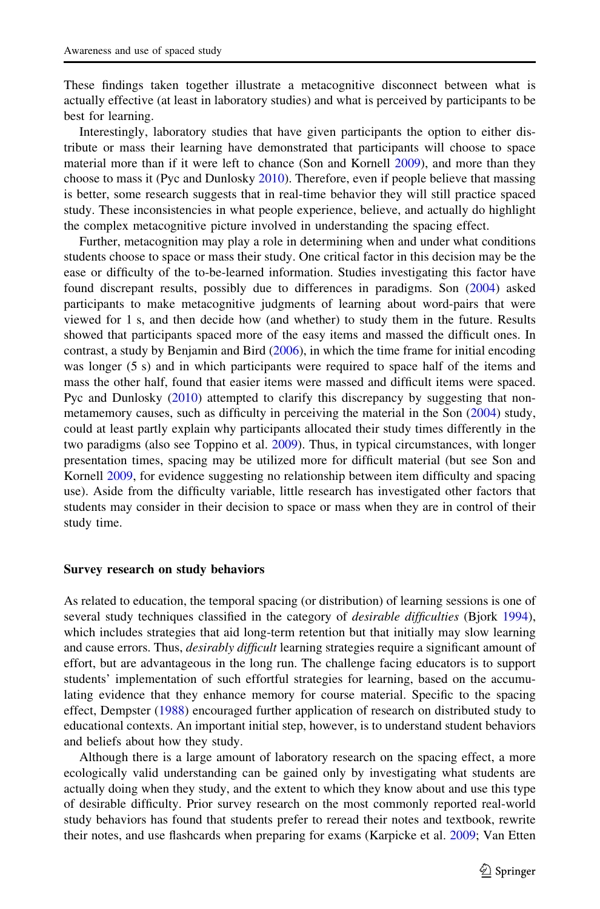These findings taken together illustrate a metacognitive disconnect between what is actually effective (at least in laboratory studies) and what is perceived by participants to be best for learning.

Interestingly, laboratory studies that have given participants the option to either distribute or mass their learning have demonstrated that participants will choose to space material more than if it were left to chance (Son and Kornell 2009), and more than they choose to mass it (Pyc and Dunlosky 2010). Therefore, even if people believe that massing is better, some research suggests that in real-time behavior they will still practice spaced study. These inconsistencies in what people experience, believe, and actually do highlight the complex metacognitive picture involved in understanding the spacing effect.

Further, metacognition may play a role in determining when and under what conditions students choose to space or mass their study. One critical factor in this decision may be the ease or difficulty of the to-be-learned information. Studies investigating this factor have found discrepant results, possibly due to differences in paradigms. Son (2004) asked participants to make metacognitive judgments of learning about word-pairs that were viewed for 1 s, and then decide how (and whether) to study them in the future. Results showed that participants spaced more of the easy items and massed the difficult ones. In contrast, a study by Benjamin and Bird (2006), in which the time frame for initial encoding was longer (5 s) and in which participants were required to space half of the items and mass the other half, found that easier items were massed and difficult items were spaced. Pyc and Dunlosky (2010) attempted to clarify this discrepancy by suggesting that non-metamemory causes, such as difficulty in perceiving the material in the Son (2004) study, could at least partly explain why participants allocated their study times differently in the two paradigms (also see Toppino et al. 2009). Thus, in typical circumstances, with longer presentation times, spacing may be utilized more for difficult material (but see Son and Kornell 2009, for evidence suggesting no relationship between item difficulty and spacing use). Aside from the difficulty variable, little research has investigated other factors that students may consider in their decision to space or mass when they are in control of their study time.

## Survey research on study behaviors

As related to education, the temporal spacing (or distribution) of learning sessions is one of several study techniques classified in the category of *desirable difficulties* (Bjork 1994), which includes strategies that aid long-term retention but that initially may slow learning and cause errors. Thus, *desirably difficult* learning strategies require a significant amount of effort, but are advantageous in the long run. The challenge facing educators is to support students' implementation of such effortful strategies for learning, based on the accumulating evidence that they enhance memory for course material. Specific to the spacing effect, Dempster (1988) encouraged further application of research on distributed study to educational contexts. An important initial step, however, is to understand student behaviors and beliefs about how they study.

Although there is a large amount of laboratory research on the spacing effect, a more ecologically valid understanding can be gained only by investigating what students are actually doing when they study, and the extent to which they know about and use this type of desirable difficulty. Prior survey research on the most commonly reported real-world study behaviors has found that students prefer to reread their notes and textbook, rewrite their notes, and use flashcards when preparing for exams (Karpicke et al. 2009; Van Etten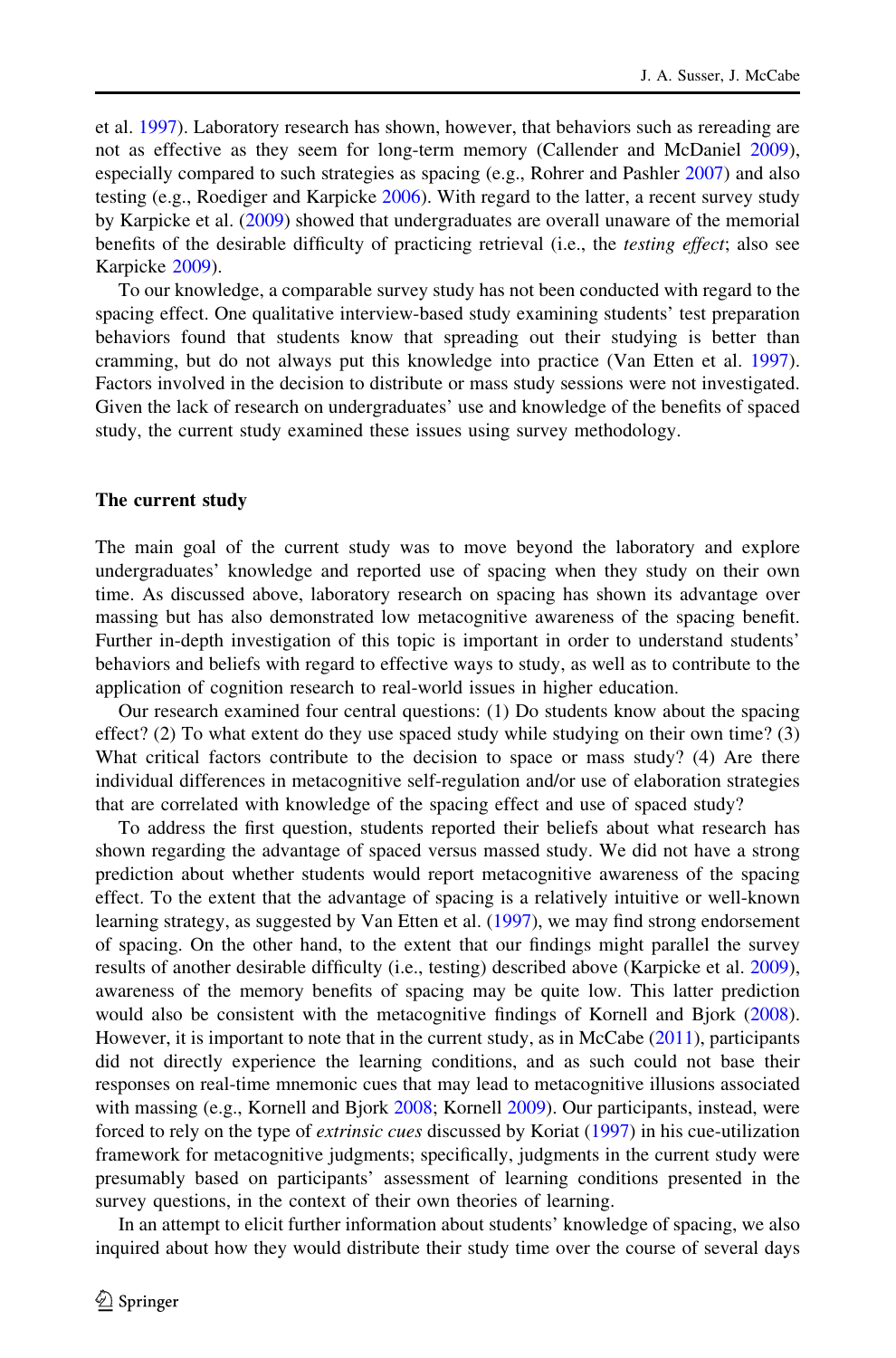et al. 1997). Laboratory research has shown, however, that behaviors such as rereading are not as effective as they seem for long-term memory (Callender and McDaniel 2009), especially compared to such strategies as spacing (e.g., Rohrer and Pashler 2007) and also testing (e.g., Roediger and Karpicke 2006). With regard to the latter, a recent survey study by Karpicke et al. (2009) showed that undergraduates are overall unaware of the memorial benefits of the desirable difficulty of practicing retrieval (i.e., the *testing effect*; also see Karpicke 2009).

To our knowledge, a comparable survey study has not been conducted with regard to the spacing effect. One qualitative interview-based study examining students' test preparation behaviors found that students know that spreading out their studying is better than cramming, but do not always put this knowledge into practice (Van Etten et al. 1997). Factors involved in the decision to distribute or mass study sessions were not investigated. Given the lack of research on undergraduates' use and knowledge of the benefits of spaced study, the current study examined these issues using survey methodology.

## The current study

The main goal of the current study was to move beyond the laboratory and explore undergraduates' knowledge and reported use of spacing when they study on their own time. As discussed above, laboratory research on spacing has shown its advantage over massing but has also demonstrated low metacognitive awareness of the spacing benefit. Further in-depth investigation of this topic is important in order to understand students' behaviors and beliefs with regard to effective ways to study, as well as to contribute to the application of cognition research to real-world issues in higher education.

Our research examined four central questions: (1) Do students know about the spacing effect? (2) To what extent do they use spaced study while studying on their own time? (3) What critical factors contribute to the decision to space or mass study? (4) Are there individual differences in metacognitive self-regulation and/or use of elaboration strategies that are correlated with knowledge of the spacing effect and use of spaced study?

To address the first question, students reported their beliefs about what research has shown regarding the advantage of spaced versus massed study. We did not have a strong prediction about whether students would report metacognitive awareness of the spacing effect. To the extent that the advantage of spacing is a relatively intuitive or well-known learning strategy, as suggested by Van Etten et al. (1997), we may find strong endorsement of spacing. On the other hand, to the extent that our findings might parallel the survey results of another desirable difficulty (i.e., testing) described above (Karpicke et al. 2009), awareness of the memory benefits of spacing may be quite low. This latter prediction would also be consistent with the metacognitive findings of Kornell and Bjork (2008). However, it is important to note that in the current study, as in McCabe (2011), participants did not directly experience the learning conditions, and as such could not base their responses on real-time mnemonic cues that may lead to metacognitive illusions associated with massing (e.g., Kornell and Bjork 2008; Kornell 2009). Our participants, instead, were forced to rely on the type of *extrinsic cues* discussed by Koriat (1997) in his cue-utilization framework for metacognitive judgments; specifically, judgments in the current study were presumably based on participants' assessment of learning conditions presented in the survey questions, in the context of their own theories of learning.

In an attempt to elicit further information about students' knowledge of spacing, we also inquired about how they would distribute their study time over the course of several days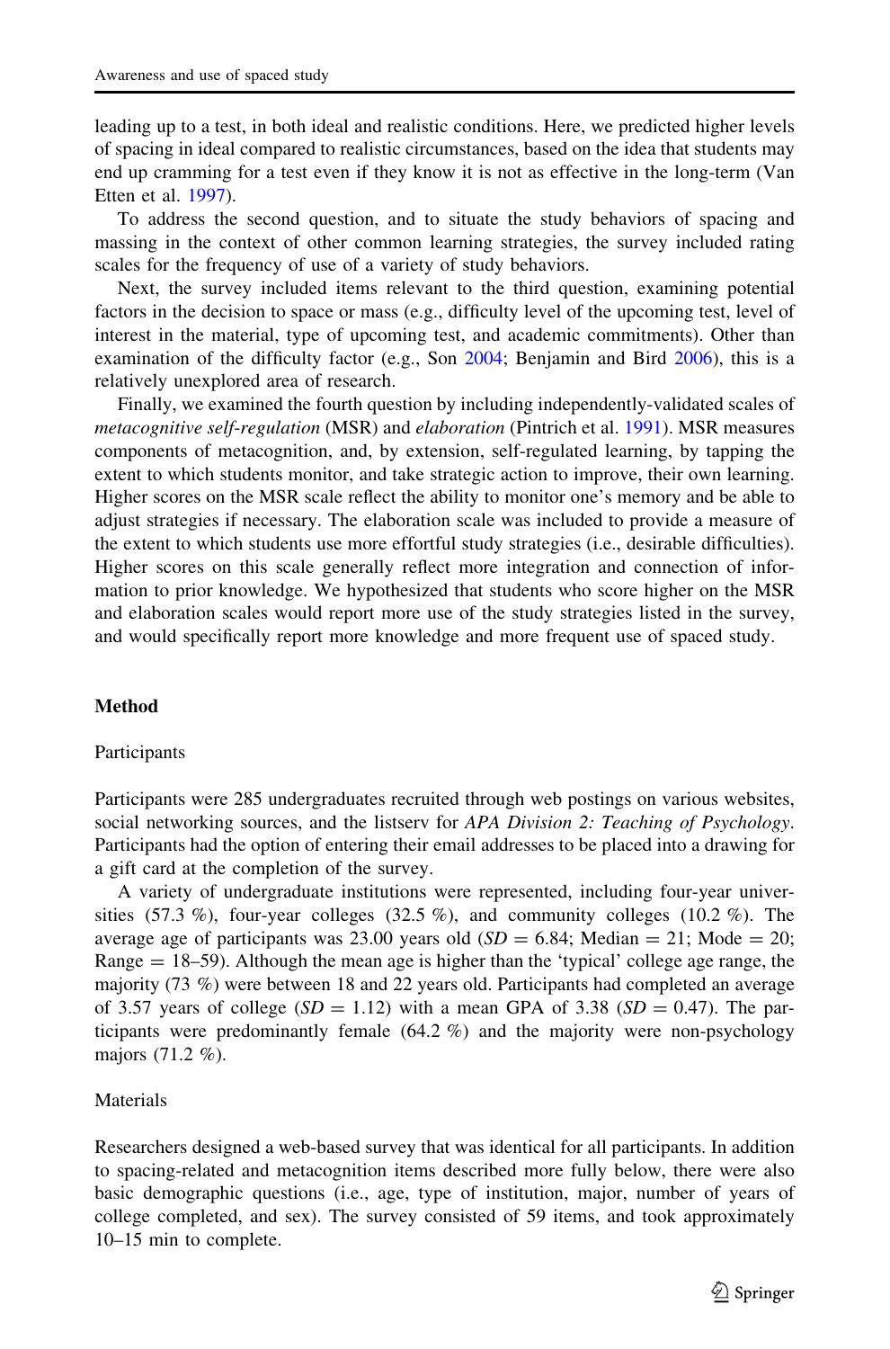leading up to a test, in both ideal and realistic conditions. Here, we predicted higher levels of spacing in ideal compared to realistic circumstances, based on the idea that students may end up cramming for a test even if they know it is not as effective in the long-term (Van Etten et al. 1997).

To address the second question, and to situate the study behaviors of spacing and massing in the context of other common learning strategies, the survey included rating scales for the frequency of use of a variety of study behaviors.

Next, the survey included items relevant to the third question, examining potential factors in the decision to space or mass (e.g., difficulty level of the upcoming test, level of interest in the material, type of upcoming test, and academic commitments). Other than examination of the difficulty factor (e.g., Son 2004; Benjamin and Bird 2006), this is a relatively unexplored area of research.

Finally, we examined the fourth question by including independently-validated scales of *metacognitive self-regulation* (MSR) and *elaboration* (Pintrich et al. 1991). MSR measures components of metacognition, and, by extension, self-regulated learning, by tapping the extent to which students monitor, and take strategic action to improve, their own learning. Higher scores on the MSR scale reflect the ability to monitor one's memory and be able to adjust strategies if necessary. The elaboration scale was included to provide a measure of the extent to which students use more effortful study strategies (i.e., desirable difficulties). Higher scores on this scale generally reflect more integration and connection of information to prior knowledge. We hypothesized that students who score higher on the MSR and elaboration scales would report more use of the study strategies listed in the survey, and would specifically report more knowledge and more frequent use of spaced study.

## Method

### Participants

Participants were 285 undergraduates recruited through web postings on various websites, social networking sources, and the listserv for *APA Division 2: Teaching of Psychology*. Participants had the option of entering their email addresses to be placed into a drawing for a gift card at the completion of the survey.

A variety of undergraduate institutions were represented, including four-year universities (57.3 %), four-year colleges (32.5 %), and community colleges (10.2 %). The average age of participants was 23.00 years old ($SD = 6.84$; Median = 21; Mode = 20; Range = 18–59). Although the mean age is higher than the 'typical' college age range, the majority (73 %) were between 18 and 22 years old. Participants had completed an average of 3.57 years of college ($SD = 1.12$) with a mean GPA of 3.38 ($SD = 0.47$). The participants were predominantly female (64.2 %) and the majority were non-psychology majors (71.2 %).

### Materials

Researchers designed a web-based survey that was identical for all participants. In addition to spacing-related and metacognition items described more fully below, there were also basic demographic questions (i.e., age, type of institution, major, number of years of college completed, and sex). The survey consisted of 59 items, and took approximately 10–15 min to complete.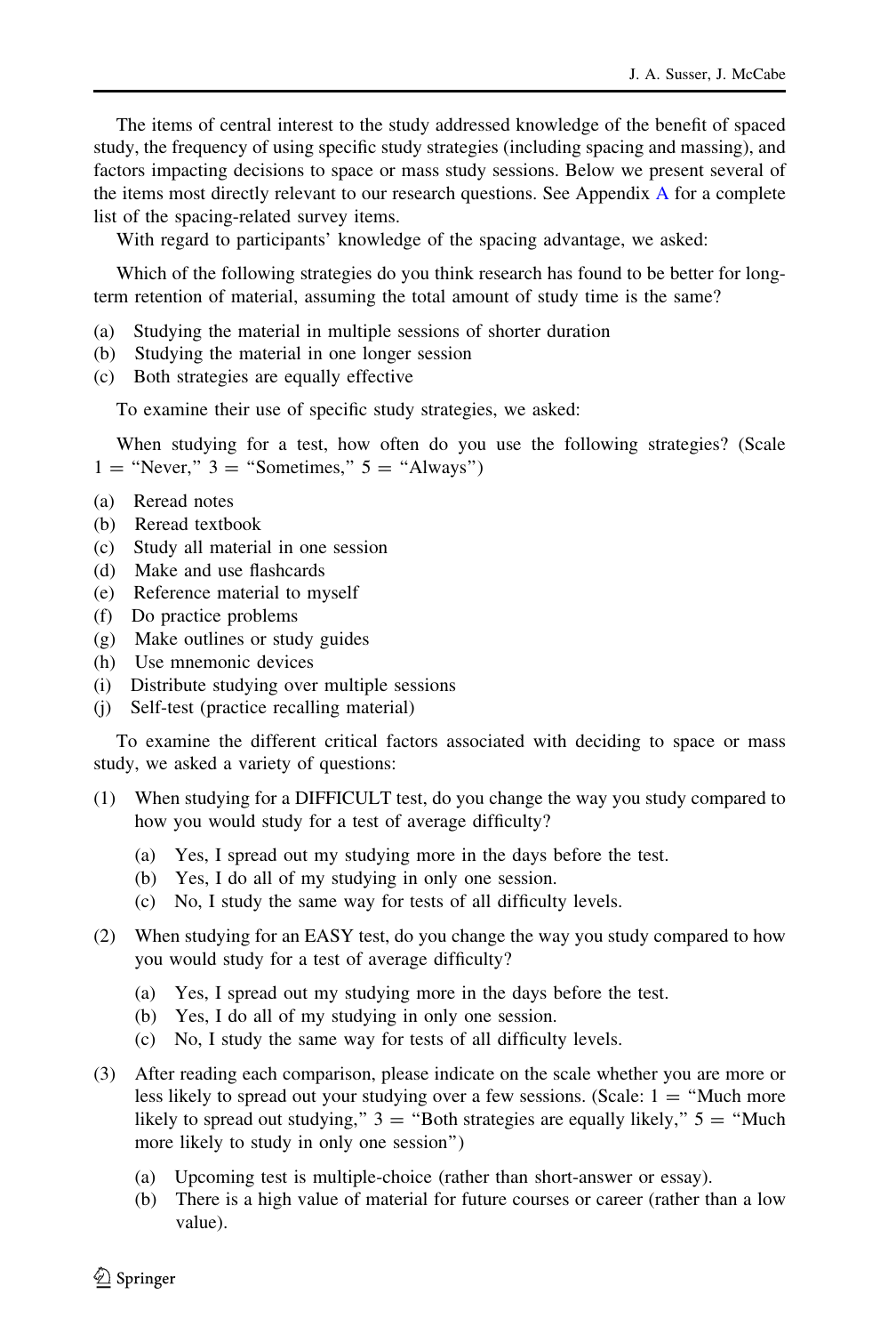The items of central interest to the study addressed knowledge of the benefit of spaced study, the frequency of using specific study strategies (including spacing and massing), and factors impacting decisions to space or mass study sessions. Below we present several of the items most directly relevant to our research questions. See Appendix A for a complete list of the spacing-related survey items.

With regard to participants' knowledge of the spacing advantage, we asked:

Which of the following strategies do you think research has found to be better for long-term retention of material, assuming the total amount of study time is the same?

(a) Studying the material in multiple sessions of shorter duration
(b) Studying the material in one longer session
(c) Both strategies are equally effective

To examine their use of specific study strategies, we asked:

When studying for a test, how often do you use the following strategies? (Scale 1 = "Never," 3 = "Sometimes," 5 = "Always")

(a) Reread notes
(b) Reread textbook
(c) Study all material in one session
(d) Make and use flashcards
(e) Reference material to myself
(f) Do practice problems
(g) Make outlines or study guides
(h) Use mnemonic devices
(i) Distribute studying over multiple sessions
(j) Self-test (practice recalling material)

To examine the different critical factors associated with deciding to space or mass study, we asked a variety of questions:

(1) When studying for a DIFFICULT test, do you change the way you study compared to how you would study for a test of average difficulty?

   (a) Yes, I spread out my studying more in the days before the test.
   (b) Yes, I do all of my studying in only one session.
   (c) No, I study the same way for tests of all difficulty levels.

(2) When studying for an EASY test, do you change the way you study compared to how you would study for a test of average difficulty?

   (a) Yes, I spread out my studying more in the days before the test.
   (b) Yes, I do all of my studying in only one session.
   (c) No, I study the same way for tests of all difficulty levels.

(3) After reading each comparison, please indicate on the scale whether you are more or less likely to spread out your studying over a few sessions. (Scale: 1 = "Much more likely to spread out studying," 3 = "Both strategies are equally likely," 5 = "Much more likely to study in only one session")

   (a) Upcoming test is multiple-choice (rather than short-answer or essay).
   (b) There is a high value of material for future courses or career (rather than a low value).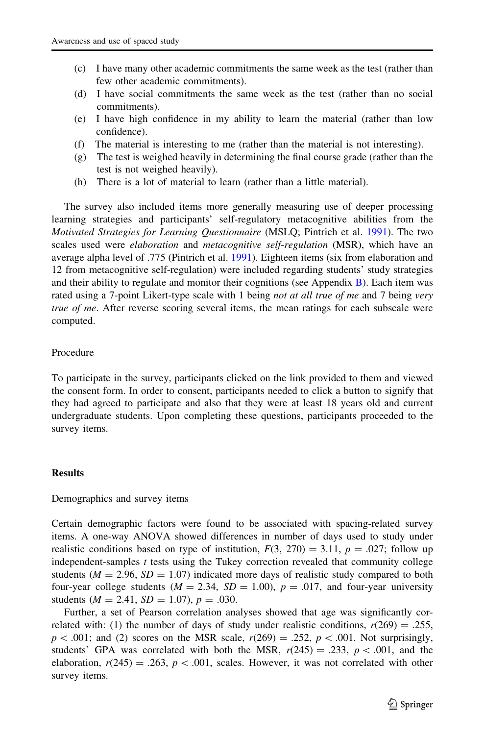(c) I have many other academic commitments the same week as the test (rather than few other academic commitments).

(d) I have social commitments the same week as the test (rather than no social commitments).

(e) I have high confidence in my ability to learn the material (rather than low confidence).

(f) The material is interesting to me (rather than the material is not interesting).

(g) The test is weighed heavily in determining the final course grade (rather than the test is not weighed heavily).

(h) There is a lot of material to learn (rather than a little material).

The survey also included items more generally measuring use of deeper processing learning strategies and participants' self-regulatory metacognitive abilities from the *Motivated Strategies for Learning Questionnaire* (MSLQ; Pintrich et al. 1991). The two scales used were *elaboration* and *metacognitive self-regulation* (MSR), which have an average alpha level of .775 (Pintrich et al. 1991). Eighteen items (six from elaboration and 12 from metacognitive self-regulation) were included regarding students' study strategies and their ability to regulate and monitor their cognitions (see Appendix B). Each item was rated using a 7-point Likert-type scale with 1 being *not at all true of me* and 7 being *very true of me*. After reverse scoring several items, the mean ratings for each subscale were computed.

### Procedure

To participate in the survey, participants clicked on the link provided to them and viewed the consent form. In order to consent, participants needed to click a button to signify that they had agreed to participate and also that they were at least 18 years old and current undergraduate students. Upon completing these questions, participants proceeded to the survey items.

## Results

### Demographics and survey items

Certain demographic factors were found to be associated with spacing-related survey items. A one-way ANOVA showed differences in number of days used to study under realistic conditions based on type of institution, $F(3, 270) = 3.11$, $p = .027$; follow up independent-samples $t$ tests using the Tukey correction revealed that community college students ($M = 2.96$, $SD = 1.07$) indicated more days of realistic study compared to both four-year college students ($M = 2.34$, $SD = 1.00$), $p = .017$, and four-year university students ($M = 2.41$, $SD = 1.07$), $p = .030$.

Further, a set of Pearson correlation analyses showed that age was significantly correlated with: (1) the number of days of study under realistic conditions, $r(269) = .255$, $p < .001$; and (2) scores on the MSR scale, $r(269) = .252$, $p < .001$. Not surprisingly, students' GPA was correlated with both the MSR, $r(245) = .233$, $p < .001$, and the elaboration, $r(245) = .263$, $p < .001$, scales. However, it was not correlated with other survey items.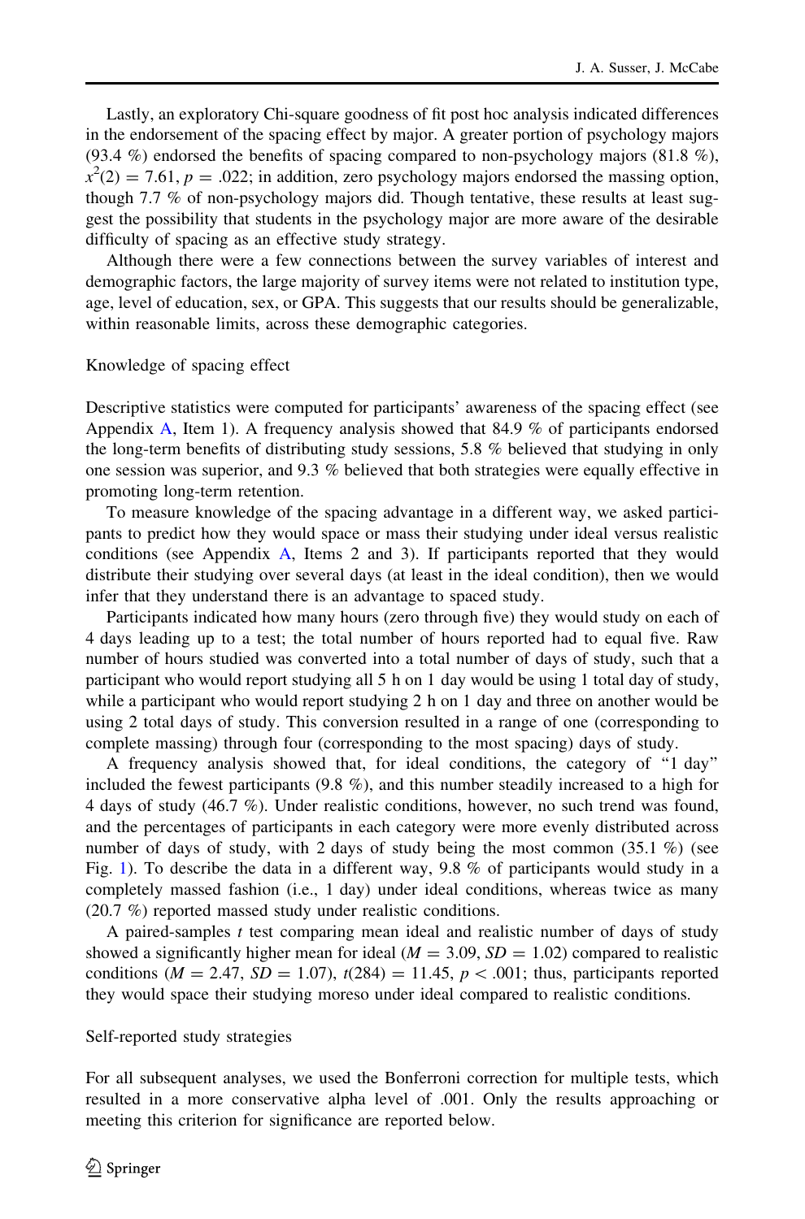Lastly, an exploratory Chi-square goodness of fit post hoc analysis indicated differences in the endorsement of the spacing effect by major. A greater portion of psychology majors (93.4 %) endorsed the benefits of spacing compared to non-psychology majors (81.8 %), $x^2(2) = 7.61$, $p = .022$; in addition, zero psychology majors endorsed the massing option, though 7.7 % of non-psychology majors did. Though tentative, these results at least suggest the possibility that students in the psychology major are more aware of the desirable difficulty of spacing as an effective study strategy.

Although there were a few connections between the survey variables of interest and demographic factors, the large majority of survey items were not related to institution type, age, level of education, sex, or GPA. This suggests that our results should be generalizable, within reasonable limits, across these demographic categories.

## Knowledge of spacing effect

Descriptive statistics were computed for participants' awareness of the spacing effect (see Appendix A, Item 1). A frequency analysis showed that 84.9 % of participants endorsed the long-term benefits of distributing study sessions, 5.8 % believed that studying in only one session was superior, and 9.3 % believed that both strategies were equally effective in promoting long-term retention.

To measure knowledge of the spacing advantage in a different way, we asked participants to predict how they would space or mass their studying under ideal versus realistic conditions (see Appendix A, Items 2 and 3). If participants reported that they would distribute their studying over several days (at least in the ideal condition), then we would infer that they understand there is an advantage to spaced study.

Participants indicated how many hours (zero through five) they would study on each of 4 days leading up to a test; the total number of hours reported had to equal five. Raw number of hours studied was converted into a total number of days of study, such that a participant who would report studying all 5 h on 1 day would be using 1 total day of study, while a participant who would report studying 2 h on 1 day and three on another would be using 2 total days of study. This conversion resulted in a range of one (corresponding to complete massing) through four (corresponding to the most spacing) days of study.

A frequency analysis showed that, for ideal conditions, the category of "1 day" included the fewest participants (9.8 %), and this number steadily increased to a high for 4 days of study (46.7 %). Under realistic conditions, however, no such trend was found, and the percentages of participants in each category were more evenly distributed across number of days of study, with 2 days of study being the most common (35.1 %) (see Fig. 1). To describe the data in a different way, 9.8 % of participants would study in a completely massed fashion (i.e., 1 day) under ideal conditions, whereas twice as many (20.7 %) reported massed study under realistic conditions.

A paired-samples *t* test comparing mean ideal and realistic number of days of study showed a significantly higher mean for ideal ($M = 3.09$, $SD = 1.02$) compared to realistic conditions ($M = 2.47$, $SD = 1.07$), $t(284) = 11.45$, $p < .001$; thus, participants reported they would space their studying moreso under ideal compared to realistic conditions.

## Self-reported study strategies

For all subsequent analyses, we used the Bonferroni correction for multiple tests, which resulted in a more conservative alpha level of .001. Only the results approaching or meeting this criterion for significance are reported below.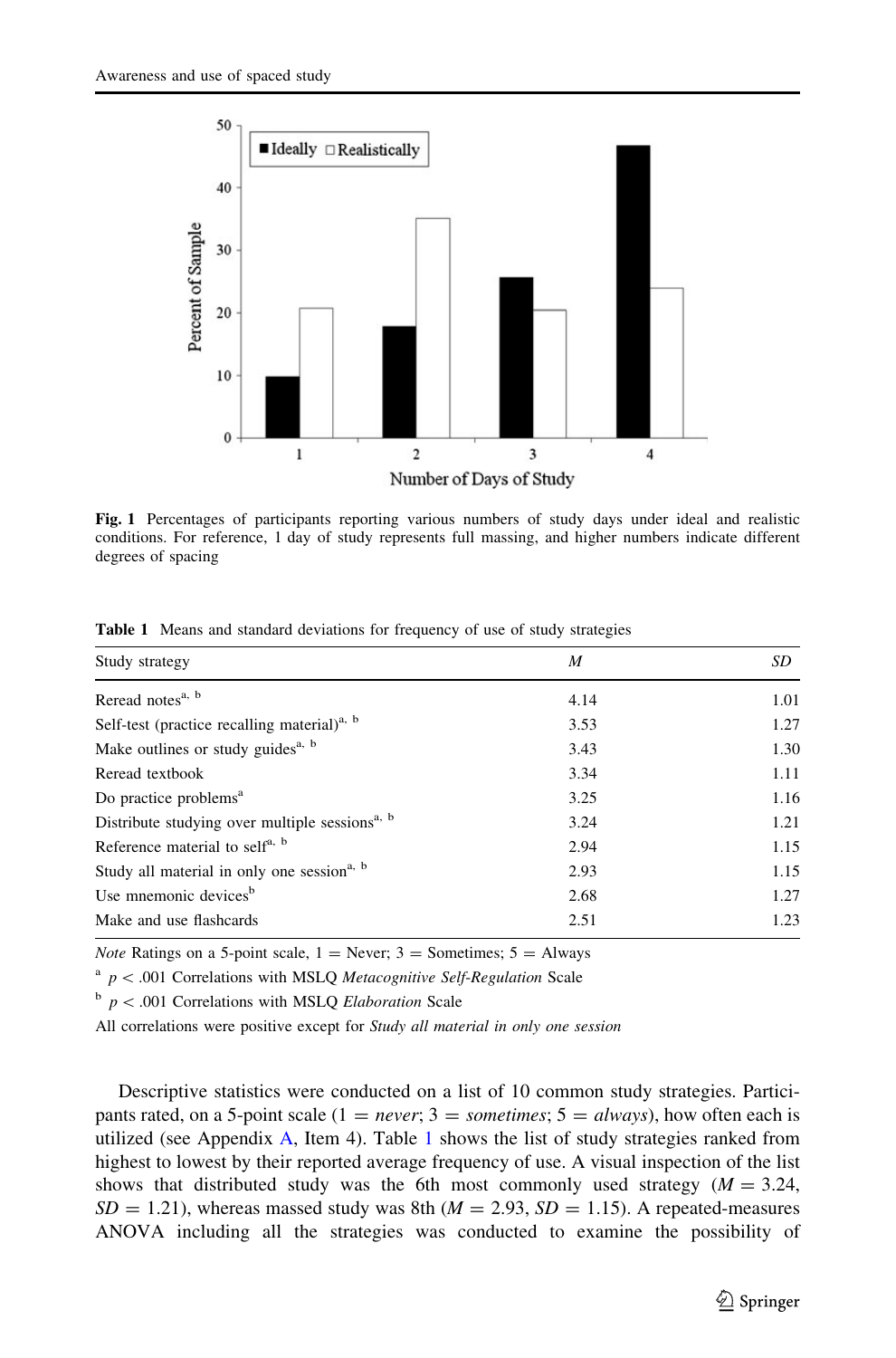**Fig. 1** Percentages of participants reporting various numbers of study days under ideal and realistic conditions. For reference, 1 day of study represents full massing, and higher numbers indicate different degrees of spacing

**Table 1** Means and standard deviations for frequency of use of study strategies

| Study strategy | *M* | *SD* |
|---|---|---|
| Reread notes[a, b] | 4.14 | 1.01 |
| Self-test (practice recalling material)[a, b] | 3.53 | 1.27 |
| Make outlines or study guides[a, b] | 3.43 | 1.30 |
| Reread textbook | 3.34 | 1.11 |
| Do practice problems[a] | 3.25 | 1.16 |
| Distribute studying over multiple sessions[a, b] | 3.24 | 1.21 |
| Reference material to self[a, b] | 2.94 | 1.15 |
| Study all material in only one session[a, b] | 2.93 | 1.15 |
| Use mnemonic devices[b] | 2.68 | 1.27 |
| Make and use flashcards | 2.51 | 1.23 |

*Note* Ratings on a 5-point scale, 1 = Never; 3 = Sometimes; 5 = Always

[a] $p < .001$ Correlations with MSLQ *Metacognitive Self-Regulation* Scale

[b] $p < .001$ Correlations with MSLQ *Elaboration* Scale

All correlations were positive except for *Study all material in only one session*

Descriptive statistics were conducted on a list of 10 common study strategies. Participants rated, on a 5-point scale (1 = *never*; 3 = *sometimes*; 5 = *always*), how often each is utilized (see Appendix A, Item 4). Table 1 shows the list of study strategies ranked from highest to lowest by their reported average frequency of use. A visual inspection of the list shows that distributed study was the 6th most commonly used strategy ($M = 3.24$, $SD = 1.21$), whereas massed study was 8th ($M = 2.93$, $SD = 1.15$). A repeated-measures ANOVA including all the strategies was conducted to examine the possibility of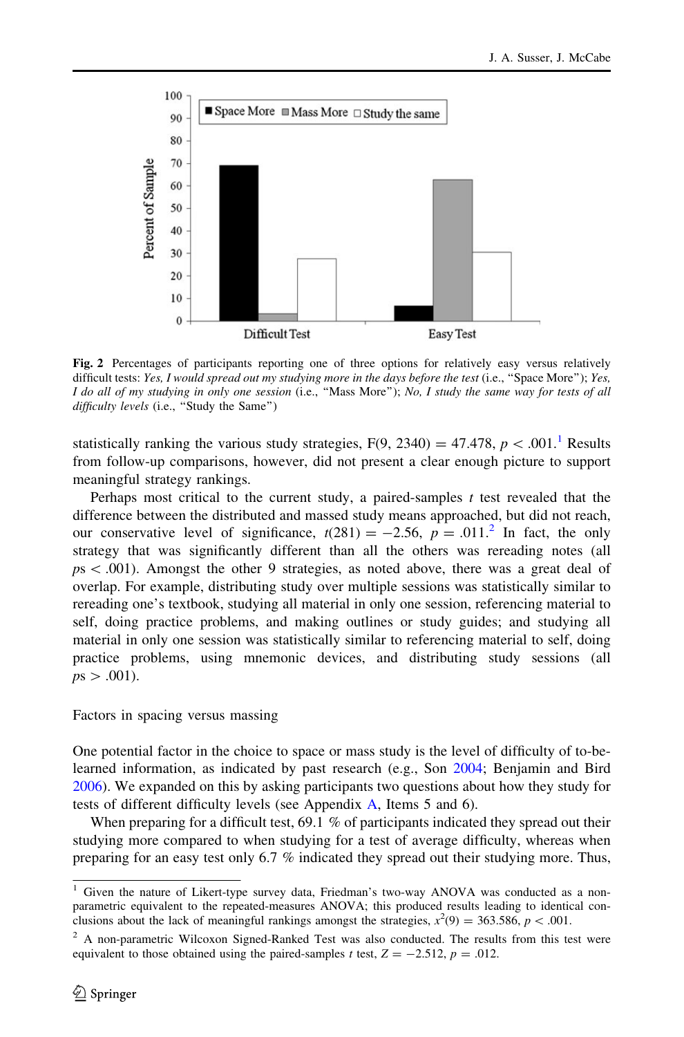**Fig. 2** Percentages of participants reporting one of three options for relatively easy versus relatively difficult tests: *Yes, I would spread out my studying more in the days before the test* (i.e., "Space More"); *Yes, I do all of my studying in only one session* (i.e., "Mass More"); *No, I study the same way for tests of all difficulty levels* (i.e., "Study the Same")

statistically ranking the various study strategies, $F(9, 2340) = 47.478$, $p < .001$.[1] Results from follow-up comparisons, however, did not present a clear enough picture to support meaningful strategy rankings.

Perhaps most critical to the current study, a paired-samples $t$ test revealed that the difference between the distributed and massed study means approached, but did not reach, our conservative level of significance, $t(281) = -2.56$, $p = .011$.[2] In fact, the only strategy that was significantly different than all the others was rereading notes (all $ps < .001$). Amongst the other 9 strategies, as noted above, there was a great deal of overlap. For example, distributing study over multiple sessions was statistically similar to rereading one's textbook, studying all material in only one session, referencing material to self, doing practice problems, and making outlines or study guides; and studying all material in only one session was statistically similar to referencing material to self, doing practice problems, using mnemonic devices, and distributing study sessions (all $ps > .001$).

## Factors in spacing versus massing

One potential factor in the choice to space or mass study is the level of difficulty of to-be-learned information, as indicated by past research (e.g., Son 2004; Benjamin and Bird 2006). We expanded on this by asking participants two questions about how they study for tests of different difficulty levels (see Appendix A, Items 5 and 6).

When preparing for a difficult test, 69.1 % of participants indicated they spread out their studying more compared to when studying for a test of average difficulty, whereas when preparing for an easy test only 6.7 % indicated they spread out their studying more. Thus,

[1] Given the nature of Likert-type survey data, Friedman's two-way ANOVA was conducted as a non-parametric equivalent to the repeated-measures ANOVA; this produced results leading to identical conclusions about the lack of meaningful rankings amongst the strategies, $x^2(9) = 363.586$, $p < .001$.

[2] A non-parametric Wilcoxon Signed-Ranked Test was also conducted. The results from this test were equivalent to those obtained using the paired-samples $t$ test, $Z = -2.512$, $p = .012$.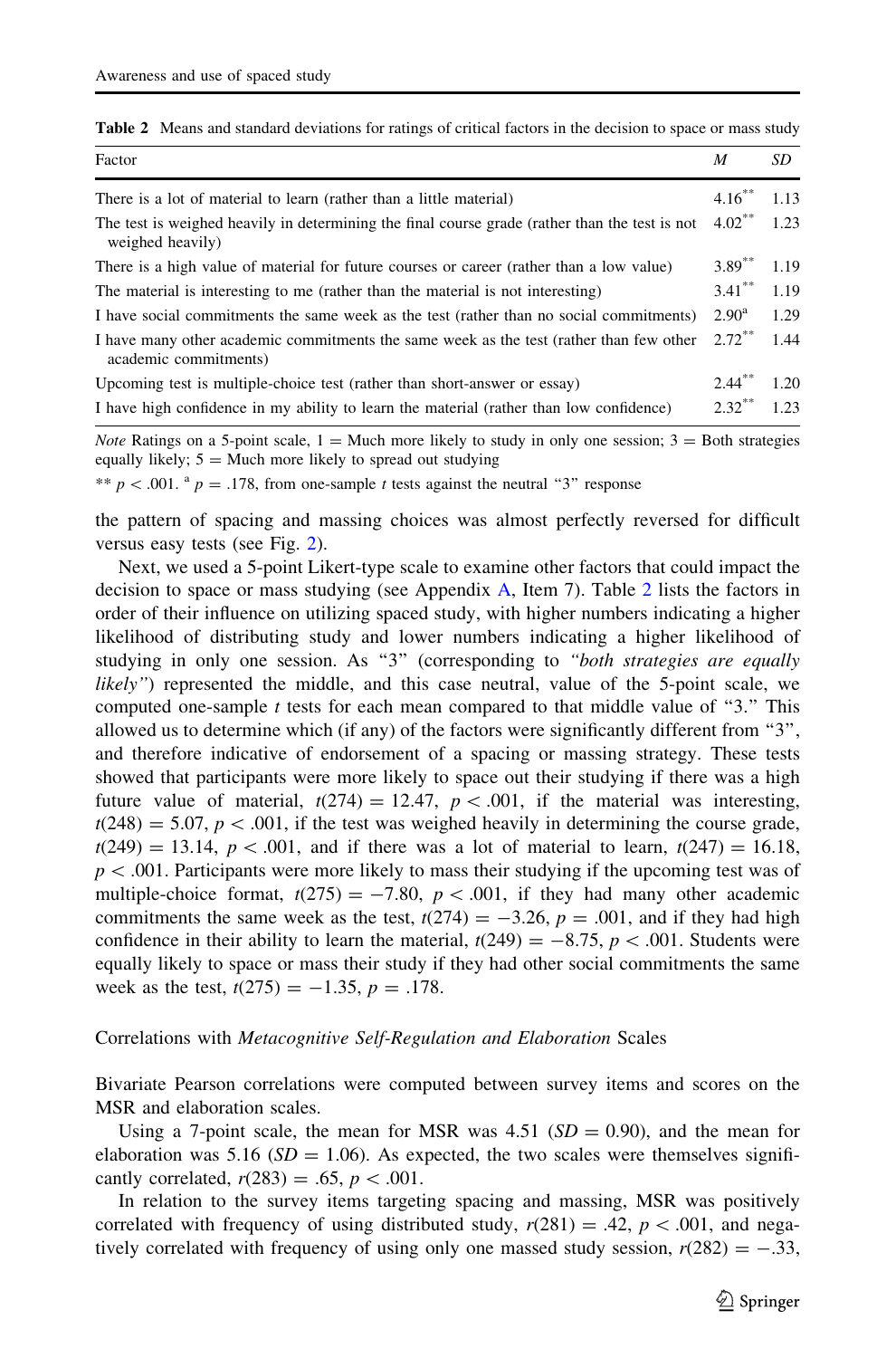**Table 2** Means and standard deviations for ratings of critical factors in the decision to space or mass study

| Factor | *M* | *SD* |
|---|---|---|
| There is a lot of material to learn (rather than a little material) | 4.16** | 1.13 |
| The test is weighed heavily in determining the final course grade (rather than the test is not weighed heavily) | 4.02** | 1.23 |
| There is a high value of material for future courses or career (rather than a low value) | 3.89** | 1.19 |
| The material is interesting to me (rather than the material is not interesting) | 3.41** | 1.19 |
| I have social commitments the same week as the test (rather than no social commitments) | 2.90[a] | 1.29 |
| I have many other academic commitments the same week as the test (rather than few other academic commitments) | 2.72** | 1.44 |
| Upcoming test is multiple-choice test (rather than short-answer or essay) | 2.44** | 1.20 |
| I have high confidence in my ability to learn the material (rather than low confidence) | 2.32** | 1.23 |

*Note* Ratings on a 5-point scale, 1 = Much more likely to study in only one session; 3 = Both strategies equally likely; 5 = Much more likely to spread out studying

** $p < .001$. [a] $p = .178$, from one-sample *t* tests against the neutral "3" response

the pattern of spacing and massing choices was almost perfectly reversed for difficult versus easy tests (see Fig. 2).

Next, we used a 5-point Likert-type scale to examine other factors that could impact the decision to space or mass studying (see Appendix A, Item 7). Table 2 lists the factors in order of their influence on utilizing spaced study, with higher numbers indicating a higher likelihood of distributing study and lower numbers indicating a higher likelihood of studying in only one session. As "3" (corresponding to *"both strategies are equally likely"*) represented the middle, and this case neutral, value of the 5-point scale, we computed one-sample *t* tests for each mean compared to that middle value of "3." This allowed us to determine which (if any) of the factors were significantly different from "3", and therefore indicative of endorsement of a spacing or massing strategy. These tests showed that participants were more likely to space out their studying if there was a high future value of material, $t(274) = 12.47$, $p < .001$, if the material was interesting, $t(248) = 5.07$, $p < .001$, if the test was weighed heavily in determining the course grade, $t(249) = 13.14$, $p < .001$, and if there was a lot of material to learn, $t(247) = 16.18$, $p < .001$. Participants were more likely to mass their studying if the upcoming test was of multiple-choice format, $t(275) = -7.80$, $p < .001$, if they had many other academic commitments the same week as the test, $t(274) = -3.26$, $p = .001$, and if they had high confidence in their ability to learn the material, $t(249) = -8.75$, $p < .001$. Students were equally likely to space or mass their study if they had other social commitments the same week as the test, $t(275) = -1.35$, $p = .178$.

### Correlations with *Metacognitive Self-Regulation and Elaboration* Scales

Bivariate Pearson correlations were computed between survey items and scores on the MSR and elaboration scales.

Using a 7-point scale, the mean for MSR was 4.51 ($SD = 0.90$), and the mean for elaboration was 5.16 ($SD = 1.06$). As expected, the two scales were themselves significantly correlated, $r(283) = .65$, $p < .001$.

In relation to the survey items targeting spacing and massing, MSR was positively correlated with frequency of using distributed study, $r(281) = .42$, $p < .001$, and negatively correlated with frequency of using only one massed study session, $r(282) = -.33$,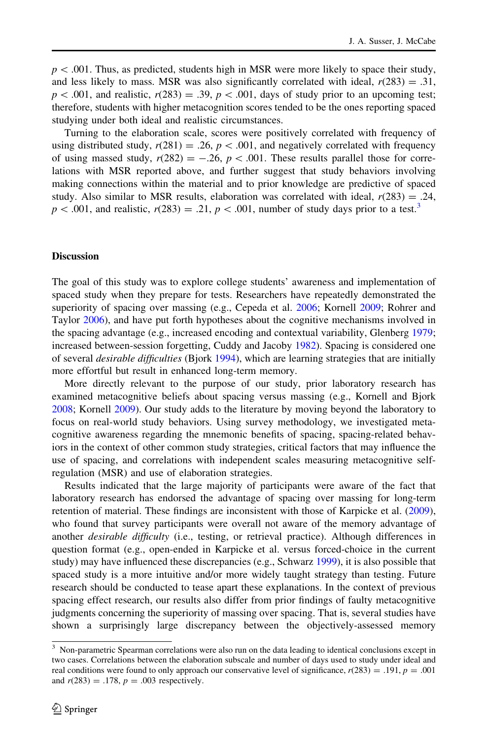$p < .001$. Thus, as predicted, students high in MSR were more likely to space their study, and less likely to mass. MSR was also significantly correlated with ideal, $r(283) = .31$, $p < .001$, and realistic, $r(283) = .39$, $p < .001$, days of study prior to an upcoming test; therefore, students with higher metacognition scores tended to be the ones reporting spaced studying under both ideal and realistic circumstances.

Turning to the elaboration scale, scores were positively correlated with frequency of using distributed study, $r(281) = .26$, $p < .001$, and negatively correlated with frequency of using massed study, $r(282) = -.26$, $p < .001$. These results parallel those for correlations with MSR reported above, and further suggest that study behaviors involving making connections within the material and to prior knowledge are predictive of spaced study. Also similar to MSR results, elaboration was correlated with ideal, $r(283) = .24$, $p < .001$, and realistic, $r(283) = .21$, $p < .001$, number of study days prior to a test.[3]

## Discussion

The goal of this study was to explore college students' awareness and implementation of spaced study when they prepare for tests. Researchers have repeatedly demonstrated the superiority of spacing over massing (e.g., Cepeda et al. 2006; Kornell 2009; Rohrer and Taylor 2006), and have put forth hypotheses about the cognitive mechanisms involved in the spacing advantage (e.g., increased encoding and contextual variability, Glenberg 1979; increased between-session forgetting, Cuddy and Jacoby 1982). Spacing is considered one of several *desirable difficulties* (Bjork 1994), which are learning strategies that are initially more effortful but result in enhanced long-term memory.

More directly relevant to the purpose of our study, prior laboratory research has examined metacognitive beliefs about spacing versus massing (e.g., Kornell and Bjork 2008; Kornell 2009). Our study adds to the literature by moving beyond the laboratory to focus on real-world study behaviors. Using survey methodology, we investigated metacognitive awareness regarding the mnemonic benefits of spacing, spacing-related behaviors in the context of other common study strategies, critical factors that may influence the use of spacing, and correlations with independent scales measuring metacognitive self-regulation (MSR) and use of elaboration strategies.

Results indicated that the large majority of participants were aware of the fact that laboratory research has endorsed the advantage of spacing over massing for long-term retention of material. These findings are inconsistent with those of Karpicke et al. (2009), who found that survey participants were overall not aware of the memory advantage of another *desirable difficulty* (i.e., testing, or retrieval practice). Although differences in question format (e.g., open-ended in Karpicke et al. versus forced-choice in the current study) may have influenced these discrepancies (e.g., Schwarz 1999), it is also possible that spaced study is a more intuitive and/or more widely taught strategy than testing. Future research should be conducted to tease apart these explanations. In the context of previous spacing effect research, our results also differ from prior findings of faulty metacognitive judgments concerning the superiority of massing over spacing. That is, several studies have shown a surprisingly large discrepancy between the objectively-assessed memory

[3] Non-parametric Spearman correlations were also run on the data leading to identical conclusions except in two cases. Correlations between the elaboration subscale and number of days used to study under ideal and real conditions were found to only approach our conservative level of significance, $r(283) = .191$, $p = .001$ and $r(283) = .178$, $p = .003$ respectively.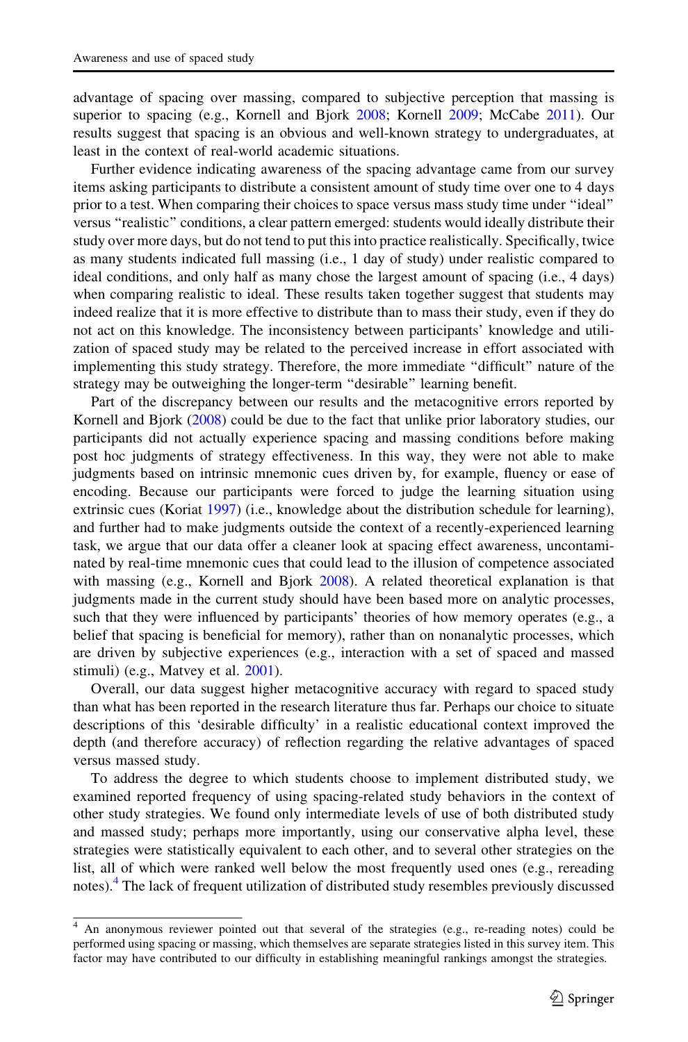advantage of spacing over massing, compared to subjective perception that massing is superior to spacing (e.g., Kornell and Bjork 2008; Kornell 2009; McCabe 2011). Our results suggest that spacing is an obvious and well-known strategy to undergraduates, at least in the context of real-world academic situations.

Further evidence indicating awareness of the spacing advantage came from our survey items asking participants to distribute a consistent amount of study time over one to 4 days prior to a test. When comparing their choices to space versus mass study time under "ideal" versus "realistic" conditions, a clear pattern emerged: students would ideally distribute their study over more days, but do not tend to put this into practice realistically. Specifically, twice as many students indicated full massing (i.e., 1 day of study) under realistic compared to ideal conditions, and only half as many chose the largest amount of spacing (i.e., 4 days) when comparing realistic to ideal. These results taken together suggest that students may indeed realize that it is more effective to distribute than to mass their study, even if they do not act on this knowledge. The inconsistency between participants' knowledge and utilization of spaced study may be related to the perceived increase in effort associated with implementing this study strategy. Therefore, the more immediate "difficult" nature of the strategy may be outweighing the longer-term "desirable" learning benefit.

Part of the discrepancy between our results and the metacognitive errors reported by Kornell and Bjork (2008) could be due to the fact that unlike prior laboratory studies, our participants did not actually experience spacing and massing conditions before making post hoc judgments of strategy effectiveness. In this way, they were not able to make judgments based on intrinsic mnemonic cues driven by, for example, fluency or ease of encoding. Because our participants were forced to judge the learning situation using extrinsic cues (Koriat 1997) (i.e., knowledge about the distribution schedule for learning), and further had to make judgments outside the context of a recently-experienced learning task, we argue that our data offer a cleaner look at spacing effect awareness, uncontaminated by real-time mnemonic cues that could lead to the illusion of competence associated with massing (e.g., Kornell and Bjork 2008). A related theoretical explanation is that judgments made in the current study should have been based more on analytic processes, such that they were influenced by participants' theories of how memory operates (e.g., a belief that spacing is beneficial for memory), rather than on nonanalytic processes, which are driven by subjective experiences (e.g., interaction with a set of spaced and massed stimuli) (e.g., Matvey et al. 2001).

Overall, our data suggest higher metacognitive accuracy with regard to spaced study than what has been reported in the research literature thus far. Perhaps our choice to situate descriptions of this 'desirable difficulty' in a realistic educational context improved the depth (and therefore accuracy) of reflection regarding the relative advantages of spaced versus massed study.

To address the degree to which students choose to implement distributed study, we examined reported frequency of using spacing-related study behaviors in the context of other study strategies. We found only intermediate levels of use of both distributed study and massed study; perhaps more importantly, using our conservative alpha level, these strategies were statistically equivalent to each other, and to several other strategies on the list, all of which were ranked well below the most frequently used ones (e.g., rereading notes).[4] The lack of frequent utilization of distributed study resembles previously discussed

[4] An anonymous reviewer pointed out that several of the strategies (e.g., re-reading notes) could be performed using spacing or massing, which themselves are separate strategies listed in this survey item. This factor may have contributed to our difficulty in establishing meaningful rankings amongst the strategies.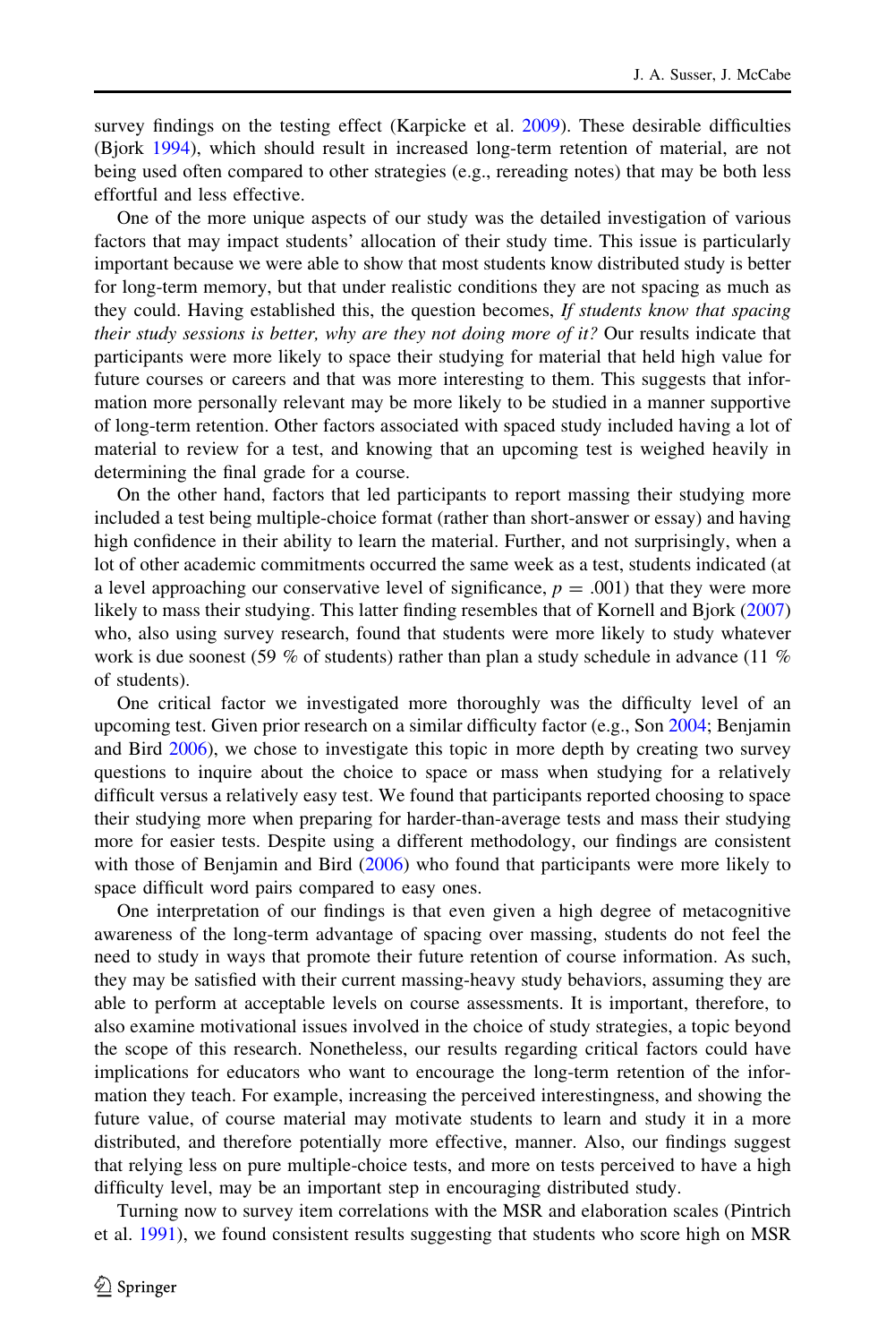survey findings on the testing effect (Karpicke et al. 2009). These desirable difficulties (Bjork 1994), which should result in increased long-term retention of material, are not being used often compared to other strategies (e.g., rereading notes) that may be both less effortful and less effective.

One of the more unique aspects of our study was the detailed investigation of various factors that may impact students' allocation of their study time. This issue is particularly important because we were able to show that most students know distributed study is better for long-term memory, but that under realistic conditions they are not spacing as much as they could. Having established this, the question becomes, *If students know that spacing their study sessions is better, why are they not doing more of it?* Our results indicate that participants were more likely to space their studying for material that held high value for future courses or careers and that was more interesting to them. This suggests that information more personally relevant may be more likely to be studied in a manner supportive of long-term retention. Other factors associated with spaced study included having a lot of material to review for a test, and knowing that an upcoming test is weighed heavily in determining the final grade for a course.

On the other hand, factors that led participants to report massing their studying more included a test being multiple-choice format (rather than short-answer or essay) and having high confidence in their ability to learn the material. Further, and not surprisingly, when a lot of other academic commitments occurred the same week as a test, students indicated (at a level approaching our conservative level of significance, $p = .001$) that they were more likely to mass their studying. This latter finding resembles that of Kornell and Bjork (2007) who, also using survey research, found that students were more likely to study whatever work is due soonest (59 % of students) rather than plan a study schedule in advance (11 % of students).

One critical factor we investigated more thoroughly was the difficulty level of an upcoming test. Given prior research on a similar difficulty factor (e.g., Son 2004; Benjamin and Bird 2006), we chose to investigate this topic in more depth by creating two survey questions to inquire about the choice to space or mass when studying for a relatively difficult versus a relatively easy test. We found that participants reported choosing to space their studying more when preparing for harder-than-average tests and mass their studying more for easier tests. Despite using a different methodology, our findings are consistent with those of Benjamin and Bird (2006) who found that participants were more likely to space difficult word pairs compared to easy ones.

One interpretation of our findings is that even given a high degree of metacognitive awareness of the long-term advantage of spacing over massing, students do not feel the need to study in ways that promote their future retention of course information. As such, they may be satisfied with their current massing-heavy study behaviors, assuming they are able to perform at acceptable levels on course assessments. It is important, therefore, to also examine motivational issues involved in the choice of study strategies, a topic beyond the scope of this research. Nonetheless, our results regarding critical factors could have implications for educators who want to encourage the long-term retention of the information they teach. For example, increasing the perceived interestingness, and showing the future value, of course material may motivate students to learn and study it in a more distributed, and therefore potentially more effective, manner. Also, our findings suggest that relying less on pure multiple-choice tests, and more on tests perceived to have a high difficulty level, may be an important step in encouraging distributed study.

Turning now to survey item correlations with the MSR and elaboration scales (Pintrich et al. 1991), we found consistent results suggesting that students who score high on MSR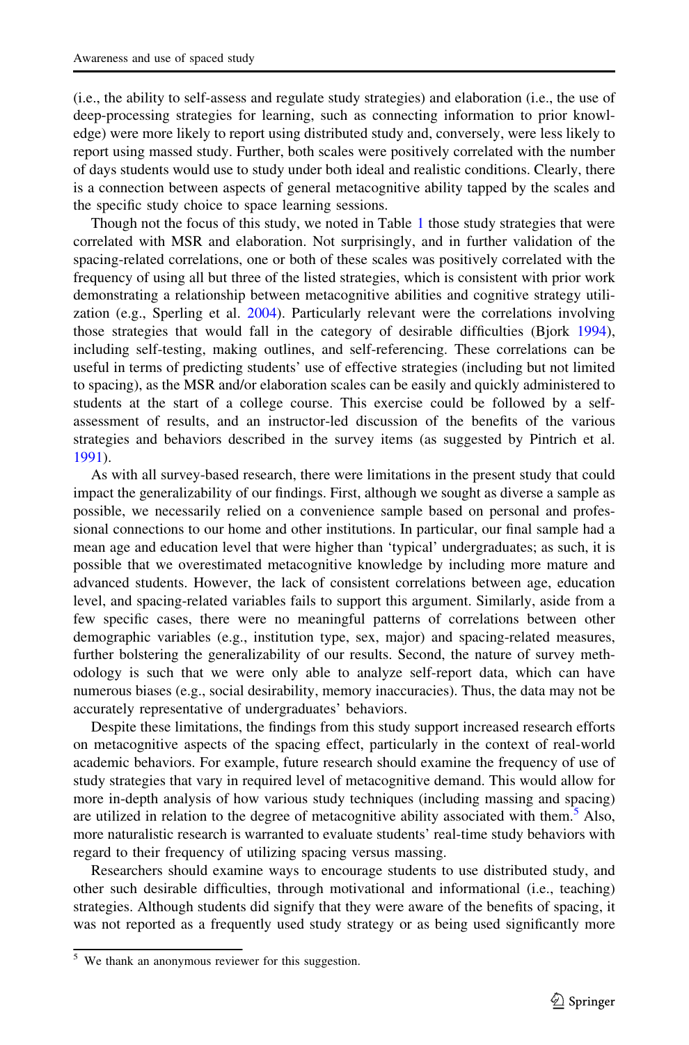(i.e., the ability to self-assess and regulate study strategies) and elaboration (i.e., the use of deep-processing strategies for learning, such as connecting information to prior knowledge) were more likely to report using distributed study and, conversely, were less likely to report using massed study. Further, both scales were positively correlated with the number of days students would use to study under both ideal and realistic conditions. Clearly, there is a connection between aspects of general metacognitive ability tapped by the scales and the specific study choice to space learning sessions.

Though not the focus of this study, we noted in Table 1 those study strategies that were correlated with MSR and elaboration. Not surprisingly, and in further validation of the spacing-related correlations, one or both of these scales was positively correlated with the frequency of using all but three of the listed strategies, which is consistent with prior work demonstrating a relationship between metacognitive abilities and cognitive strategy utilization (e.g., Sperling et al. 2004). Particularly relevant were the correlations involving those strategies that would fall in the category of desirable difficulties (Bjork 1994), including self-testing, making outlines, and self-referencing. These correlations can be useful in terms of predicting students' use of effective strategies (including but not limited to spacing), as the MSR and/or elaboration scales can be easily and quickly administered to students at the start of a college course. This exercise could be followed by a self-assessment of results, and an instructor-led discussion of the benefits of the various strategies and behaviors described in the survey items (as suggested by Pintrich et al. 1991).

As with all survey-based research, there were limitations in the present study that could impact the generalizability of our findings. First, although we sought as diverse a sample as possible, we necessarily relied on a convenience sample based on personal and professional connections to our home and other institutions. In particular, our final sample had a mean age and education level that were higher than 'typical' undergraduates; as such, it is possible that we overestimated metacognitive knowledge by including more mature and advanced students. However, the lack of consistent correlations between age, education level, and spacing-related variables fails to support this argument. Similarly, aside from a few specific cases, there were no meaningful patterns of correlations between other demographic variables (e.g., institution type, sex, major) and spacing-related measures, further bolstering the generalizability of our results. Second, the nature of survey methodology is such that we were only able to analyze self-report data, which can have numerous biases (e.g., social desirability, memory inaccuracies). Thus, the data may not be accurately representative of undergraduates' behaviors.

Despite these limitations, the findings from this study support increased research efforts on metacognitive aspects of the spacing effect, particularly in the context of real-world academic behaviors. For example, future research should examine the frequency of use of study strategies that vary in required level of metacognitive demand. This would allow for more in-depth analysis of how various study techniques (including massing and spacing) are utilized in relation to the degree of metacognitive ability associated with them.[5] Also, more naturalistic research is warranted to evaluate students' real-time study behaviors with regard to their frequency of utilizing spacing versus massing.

Researchers should examine ways to encourage students to use distributed study, and other such desirable difficulties, through motivational and informational (i.e., teaching) strategies. Although students did signify that they were aware of the benefits of spacing, it was not reported as a frequently used study strategy or as being used significantly more

[5] We thank an anonymous reviewer for this suggestion.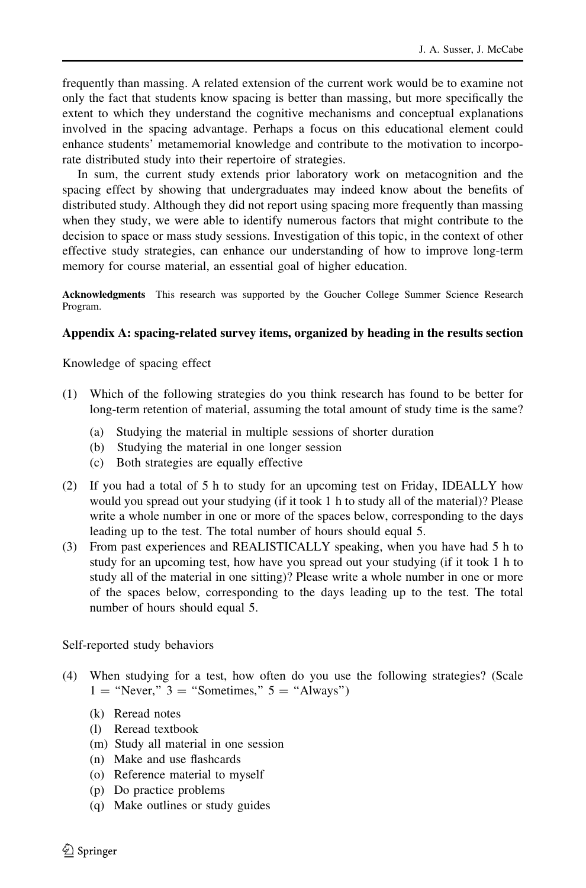frequently than massing. A related extension of the current work would be to examine not only the fact that students know spacing is better than massing, but more specifically the extent to which they understand the cognitive mechanisms and conceptual explanations involved in the spacing advantage. Perhaps a focus on this educational element could enhance students' metamemorial knowledge and contribute to the motivation to incorporate distributed study into their repertoire of strategies.

In sum, the current study extends prior laboratory work on metacognition and the spacing effect by showing that undergraduates may indeed know about the benefits of distributed study. Although they did not report using spacing more frequently than massing when they study, we were able to identify numerous factors that might contribute to the decision to space or mass study sessions. Investigation of this topic, in the context of other effective study strategies, can enhance our understanding of how to improve long-term memory for course material, an essential goal of higher education.

**Acknowledgments** This research was supported by the Goucher College Summer Science Research Program.

### Appendix A: spacing-related survey items, organized by heading in the results section

Knowledge of spacing effect

(1) Which of the following strategies do you think research has found to be better for long-term retention of material, assuming the total amount of study time is the same?
   - (a) Studying the material in multiple sessions of shorter duration
   - (b) Studying the material in one longer session
   - (c) Both strategies are equally effective

(2) If you had a total of 5 h to study for an upcoming test on Friday, IDEALLY how would you spread out your studying (if it took 1 h to study all of the material)? Please write a whole number in one or more of the spaces below, corresponding to the days leading up to the test. The total number of hours should equal 5.

(3) From past experiences and REALISTICALLY speaking, when you have had 5 h to study for an upcoming test, how have you spread out your studying (if it took 1 h to study all of the material in one sitting)? Please write a whole number in one or more of the spaces below, corresponding to the days leading up to the test. The total number of hours should equal 5.

Self-reported study behaviors

(4) When studying for a test, how often do you use the following strategies? (Scale 1 = "Never," 3 = "Sometimes," 5 = "Always")
   - (k) Reread notes
   - (l) Reread textbook
   - (m) Study all material in one session
   - (n) Make and use flashcards
   - (o) Reference material to myself
   - (p) Do practice problems
   - (q) Make outlines or study guides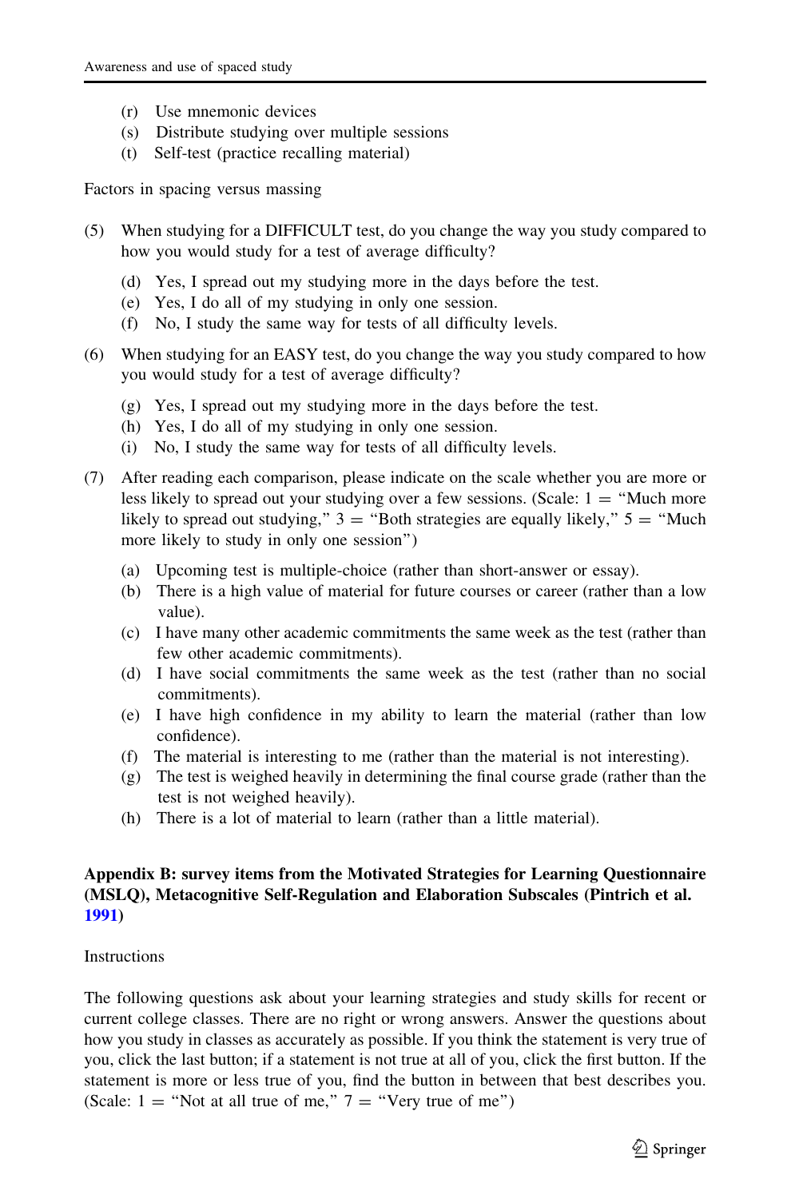(r) Use mnemonic devices
(s) Distribute studying over multiple sessions
(t) Self-test (practice recalling material)

Factors in spacing versus massing

(5) When studying for a DIFFICULT test, do you change the way you study compared to how you would study for a test of average difficulty?

 (d) Yes, I spread out my studying more in the days before the test.
 (e) Yes, I do all of my studying in only one session.
 (f) No, I study the same way for tests of all difficulty levels.

(6) When studying for an EASY test, do you change the way you study compared to how you would study for a test of average difficulty?

 (g) Yes, I spread out my studying more in the days before the test.
 (h) Yes, I do all of my studying in only one session.
 (i) No, I study the same way for tests of all difficulty levels.

(7) After reading each comparison, please indicate on the scale whether you are more or less likely to spread out your studying over a few sessions. (Scale: 1 = "Much more likely to spread out studying," 3 = "Both strategies are equally likely," 5 = "Much more likely to study in only one session")

 (a) Upcoming test is multiple-choice (rather than short-answer or essay).
 (b) There is a high value of material for future courses or career (rather than a low value).
 (c) I have many other academic commitments the same week as the test (rather than few other academic commitments).
 (d) I have social commitments the same week as the test (rather than no social commitments).
 (e) I have high confidence in my ability to learn the material (rather than low confidence).
 (f) The material is interesting to me (rather than the material is not interesting).
 (g) The test is weighed heavily in determining the final course grade (rather than the test is not weighed heavily).
 (h) There is a lot of material to learn (rather than a little material).

## Appendix B: survey items from the Motivated Strategies for Learning Questionnaire (MSLQ), Metacognitive Self-Regulation and Elaboration Subscales (Pintrich et al. 1991)

Instructions

The following questions ask about your learning strategies and study skills for recent or current college classes. There are no right or wrong answers. Answer the questions about how you study in classes as accurately as possible. If you think the statement is very true of you, click the last button; if a statement is not true at all of you, click the first button. If the statement is more or less true of you, find the button in between that best describes you. (Scale: 1 = "Not at all true of me," 7 = "Very true of me")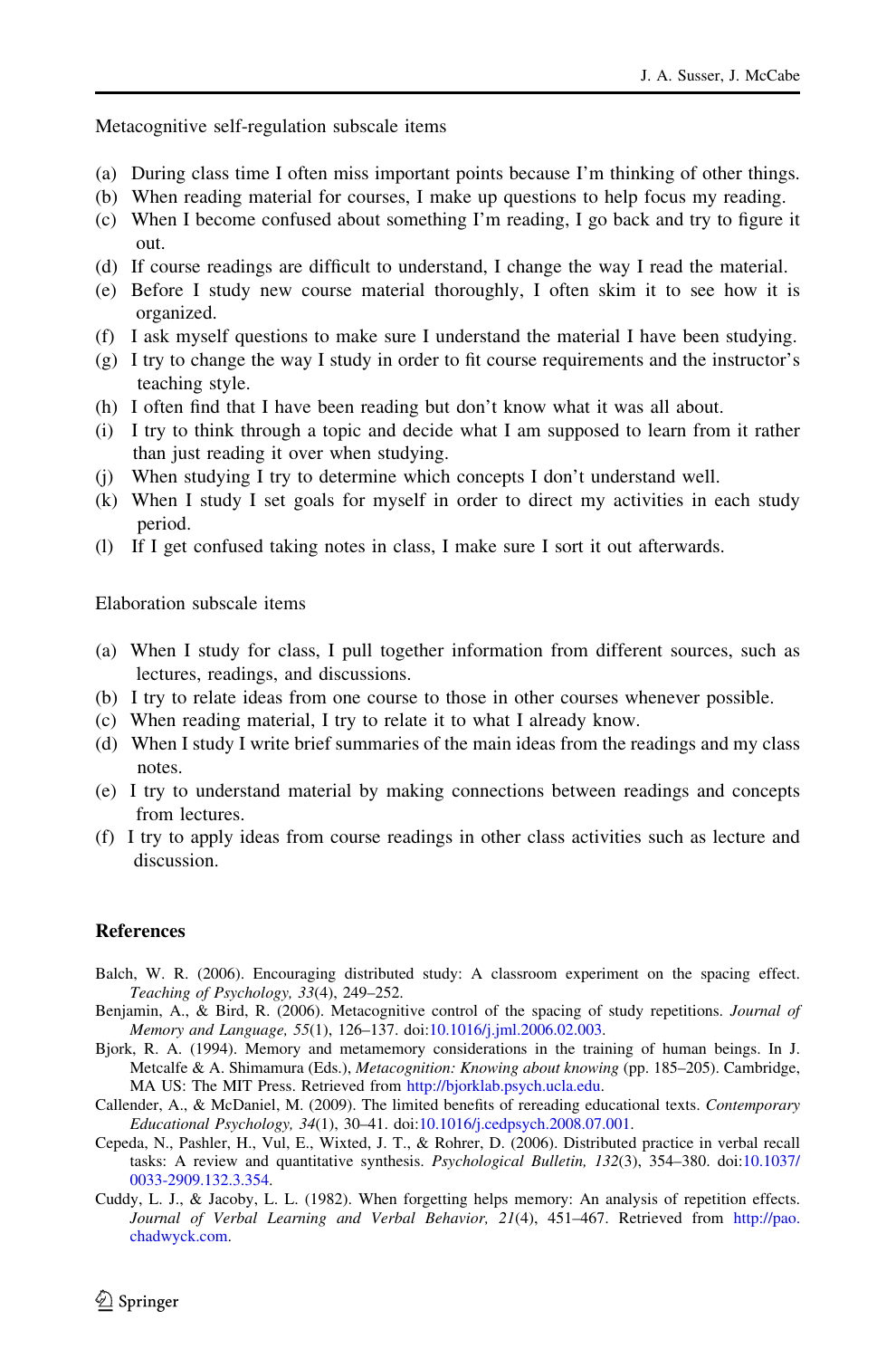Metacognitive self-regulation subscale items

(a) During class time I often miss important points because I'm thinking of other things.
(b) When reading material for courses, I make up questions to help focus my reading.
(c) When I become confused about something I'm reading, I go back and try to figure it out.
(d) If course readings are difficult to understand, I change the way I read the material.
(e) Before I study new course material thoroughly, I often skim it to see how it is organized.
(f) I ask myself questions to make sure I understand the material I have been studying.
(g) I try to change the way I study in order to fit course requirements and the instructor's teaching style.
(h) I often find that I have been reading but don't know what it was all about.
(i) I try to think through a topic and decide what I am supposed to learn from it rather than just reading it over when studying.
(j) When studying I try to determine which concepts I don't understand well.
(k) When I study I set goals for myself in order to direct my activities in each study period.
(l) If I get confused taking notes in class, I make sure I sort it out afterwards.

Elaboration subscale items

(a) When I study for class, I pull together information from different sources, such as lectures, readings, and discussions.
(b) I try to relate ideas from one course to those in other courses whenever possible.
(c) When reading material, I try to relate it to what I already know.
(d) When I study I write brief summaries of the main ideas from the readings and my class notes.
(e) I try to understand material by making connections between readings and concepts from lectures.
(f) I try to apply ideas from course readings in other class activities such as lecture and discussion.

## References

Balch, W. R. (2006). Encouraging distributed study: A classroom experiment on the spacing effect. *Teaching of Psychology, 33*(4), 249–252.

Benjamin, A., & Bird, R. (2006). Metacognitive control of the spacing of study repetitions. *Journal of Memory and Language, 55*(1), 126–137. doi:10.1016/j.jml.2006.02.003.

Bjork, R. A. (1994). Memory and metamemory considerations in the training of human beings. In J. Metcalfe & A. Shimamura (Eds.), *Metacognition: Knowing about knowing* (pp. 185–205). Cambridge, MA US: The MIT Press. Retrieved from http://bjorklab.psych.ucla.edu.

Callender, A., & McDaniel, M. (2009). The limited benefits of rereading educational texts. *Contemporary Educational Psychology, 34*(1), 30–41. doi:10.1016/j.cedpsych.2008.07.001.

Cepeda, N., Pashler, H., Vul, E., Wixted, J. T., & Rohrer, D. (2006). Distributed practice in verbal recall tasks: A review and quantitative synthesis. *Psychological Bulletin, 132*(3), 354–380. doi:10.1037/0033-2909.132.3.354.

Cuddy, L. J., & Jacoby, L. L. (1982). When forgetting helps memory: An analysis of repetition effects. *Journal of Verbal Learning and Verbal Behavior, 21*(4), 451–467. Retrieved from http://pao.chadwyck.com.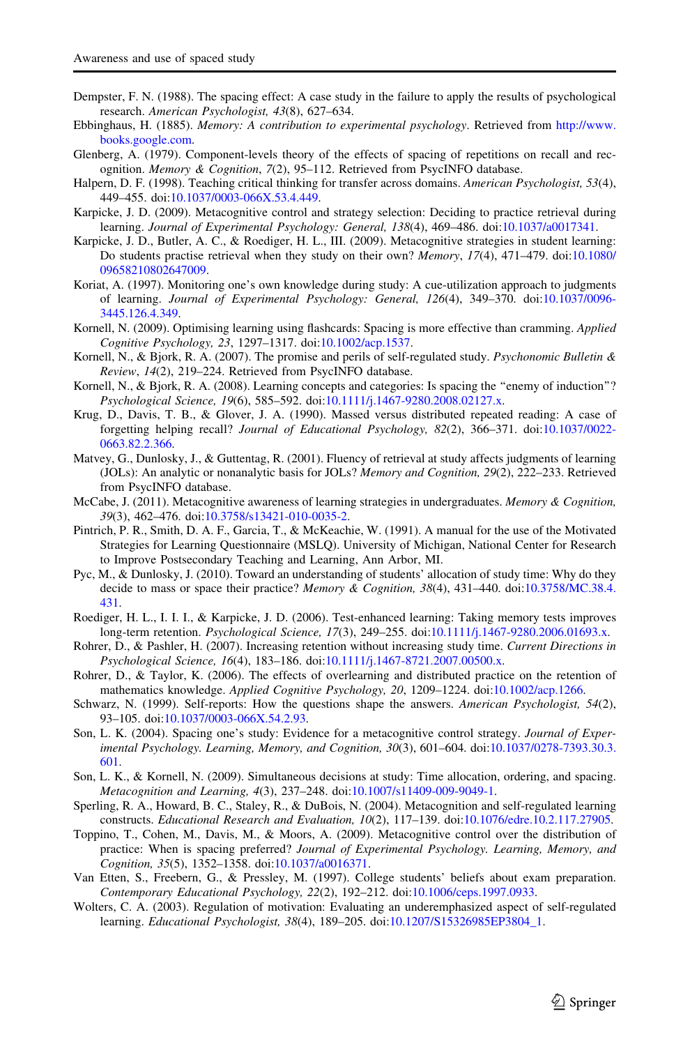Dempster, F. N. (1988). The spacing effect: A case study in the failure to apply the results of psychological research. *American Psychologist, 43*(8), 627–634.

Ebbinghaus, H. (1885). *Memory: A contribution to experimental psychology*. Retrieved from http://www.books.google.com.

Glenberg, A. (1979). Component-levels theory of the effects of spacing of repetitions on recall and recognition. *Memory & Cognition*, *7*(2), 95–112. Retrieved from PsycINFO database.

Halpern, D. F. (1998). Teaching critical thinking for transfer across domains. *American Psychologist, 53*(4), 449–455. doi:10.1037/0003-066X.53.4.449.

Karpicke, J. D. (2009). Metacognitive control and strategy selection: Deciding to practice retrieval during learning. *Journal of Experimental Psychology: General, 138*(4), 469–486. doi:10.1037/a0017341.

Karpicke, J. D., Butler, A. C., & Roediger, H. L., III. (2009). Metacognitive strategies in student learning: Do students practise retrieval when they study on their own? *Memory*, *17*(4), 471–479. doi:10.1080/09658210802647009.

Koriat, A. (1997). Monitoring one's own knowledge during study: A cue-utilization approach to judgments of learning. *Journal of Experimental Psychology: General, 126*(4), 349–370. doi:10.1037/0096-3445.126.4.349.

Kornell, N. (2009). Optimising learning using flashcards: Spacing is more effective than cramming. *Applied Cognitive Psychology, 23*, 1297–1317. doi:10.1002/acp.1537.

Kornell, N., & Bjork, R. A. (2007). The promise and perils of self-regulated study. *Psychonomic Bulletin & Review*, *14*(2), 219–224. Retrieved from PsycINFO database.

Kornell, N., & Bjork, R. A. (2008). Learning concepts and categories: Is spacing the "enemy of induction"? *Psychological Science, 19*(6), 585–592. doi:10.1111/j.1467-9280.2008.02127.x.

Krug, D., Davis, T. B., & Glover, J. A. (1990). Massed versus distributed repeated reading: A case of forgetting helping recall? *Journal of Educational Psychology, 82*(2), 366–371. doi:10.1037/0022-0663.82.2.366.

Matvey, G., Dunlosky, J., & Guttentag, R. (2001). Fluency of retrieval at study affects judgments of learning (JOLs): An analytic or nonanalytic basis for JOLs? *Memory and Cognition, 29*(2), 222–233. Retrieved from PsycINFO database.

McCabe, J. (2011). Metacognitive awareness of learning strategies in undergraduates. *Memory & Cognition, 39*(3), 462–476. doi:10.3758/s13421-010-0035-2.

Pintrich, P. R., Smith, D. A. F., Garcia, T., & McKeachie, W. (1991). A manual for the use of the Motivated Strategies for Learning Questionnaire (MSLQ). University of Michigan, National Center for Research to Improve Postsecondary Teaching and Learning, Ann Arbor, MI.

Pyc, M., & Dunlosky, J. (2010). Toward an understanding of students' allocation of study time: Why do they decide to mass or space their practice? *Memory & Cognition, 38*(4), 431–440. doi:10.3758/MC.38.4.431.

Roediger, H. L., I. I. I., & Karpicke, J. D. (2006). Test-enhanced learning: Taking memory tests improves long-term retention. *Psychological Science, 17*(3), 249–255. doi:10.1111/j.1467-9280.2006.01693.x.

Rohrer, D., & Pashler, H. (2007). Increasing retention without increasing study time. *Current Directions in Psychological Science, 16*(4), 183–186. doi:10.1111/j.1467-8721.2007.00500.x.

Rohrer, D., & Taylor, K. (2006). The effects of overlearning and distributed practice on the retention of mathematics knowledge. *Applied Cognitive Psychology, 20*, 1209–1224. doi:10.1002/acp.1266.

Schwarz, N. (1999). Self-reports: How the questions shape the answers. *American Psychologist, 54*(2), 93–105. doi:10.1037/0003-066X.54.2.93.

Son, L. K. (2004). Spacing one's study: Evidence for a metacognitive control strategy. *Journal of Experimental Psychology. Learning, Memory, and Cognition, 30*(3), 601–604. doi:10.1037/0278-7393.30.3.601.

Son, L. K., & Kornell, N. (2009). Simultaneous decisions at study: Time allocation, ordering, and spacing. *Metacognition and Learning, 4*(3), 237–248. doi:10.1007/s11409-009-9049-1.

Sperling, R. A., Howard, B. C., Staley, R., & DuBois, N. (2004). Metacognition and self-regulated learning constructs. *Educational Research and Evaluation, 10*(2), 117–139. doi:10.1076/edre.10.2.117.27905.

Toppino, T., Cohen, M., Davis, M., & Moors, A. (2009). Metacognitive control over the distribution of practice: When is spacing preferred? *Journal of Experimental Psychology. Learning, Memory, and Cognition, 35*(5), 1352–1358. doi:10.1037/a0016371.

Van Etten, S., Freebern, G., & Pressley, M. (1997). College students' beliefs about exam preparation. *Contemporary Educational Psychology, 22*(2), 192–212. doi:10.1006/ceps.1997.0933.

Wolters, C. A. (2003). Regulation of motivation: Evaluating an underemphasized aspect of self-regulated learning. *Educational Psychologist, 38*(4), 189–205. doi:10.1207/S15326985EP3804_1.